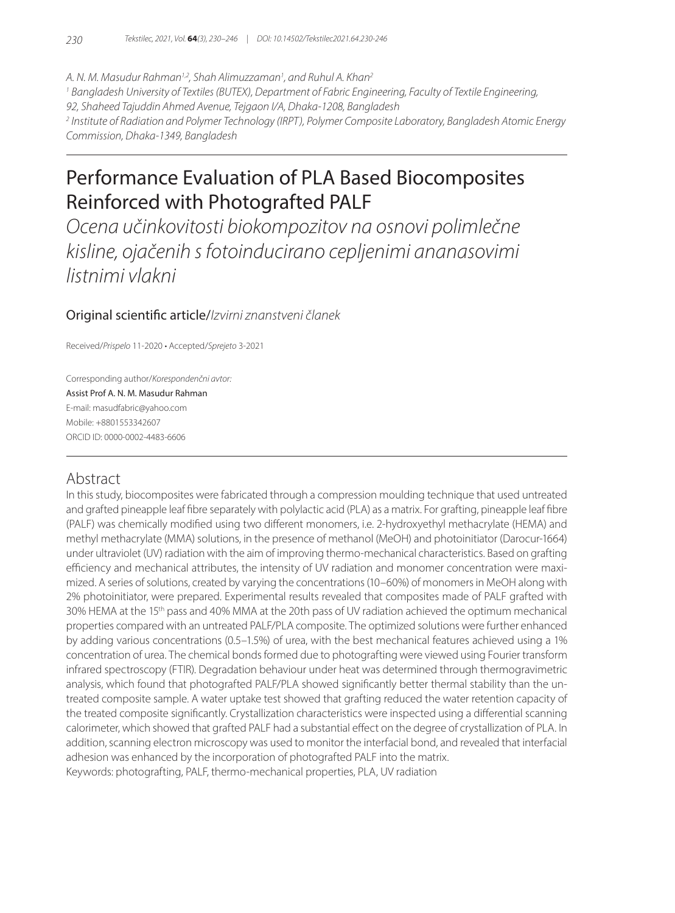A. N. M. Masudur Rahman[1,2], Shah Alimuzzaman[1], and Ruhul A. Khan[2]

[1] Bangladesh University of Textiles (BUTEX), Department of Fabric Engineering, Faculty of Textile Engineering, 92, Shaheed Tajuddin Ahmed Avenue, Tejgaon I/A, Dhaka-1208, Bangladesh

[2] Institute of Radiation and Polymer Technology (IRPT), Polymer Composite Laboratory, Bangladesh Atomic Energy Commission, Dhaka-1349, Bangladesh

# Performance Evaluation of PLA Based Biocomposites Reinforced with Photografted PALF

*Ocena učinkovitosti biokompozitov na osnovi polimlečne kisline, ojačenih s fotoinducirano cepljenimi ananasovimi listnimi vlakni*

Original scientific article/*Izvirni znanstveni članek*

Received/*Prispelo* 11-2020 • Accepted/*Sprejeto* 3-2021

Corresponding author/*Korespondenčni avtor:*
Assist Prof A. N. M. Masudur Rahman
E-mail: masudfabric@yahoo.com
Mobile: +8801553342607
ORCID ID: 0000-0002-4483-6606

## Abstract

In this study, biocomposites were fabricated through a compression moulding technique that used untreated and grafted pineapple leaf fibre separately with polylactic acid (PLA) as a matrix. For grafting, pineapple leaf fibre (PALF) was chemically modified using two different monomers, i.e. 2-hydroxyethyl methacrylate (HEMA) and methyl methacrylate (MMA) solutions, in the presence of methanol (MeOH) and photoinitiator (Darocur-1664) under ultraviolet (UV) radiation with the aim of improving thermo-mechanical characteristics. Based on grafting efficiency and mechanical attributes, the intensity of UV radiation and monomer concentration were maximized. A series of solutions, created by varying the concentrations (10–60%) of monomers in MeOH along with 2% photoinitiator, were prepared. Experimental results revealed that composites made of PALF grafted with 30% HEMA at the 15$^{th}$ pass and 40% MMA at the 20th pass of UV radiation achieved the optimum mechanical properties compared with an untreated PALF/PLA composite. The optimized solutions were further enhanced by adding various concentrations (0.5–1.5%) of urea, with the best mechanical features achieved using a 1% concentration of urea. The chemical bonds formed due to photografting were viewed using Fourier transform infrared spectroscopy (FTIR). Degradation behaviour under heat was determined through thermogravimetric analysis, which found that photografted PALF/PLA showed significantly better thermal stability than the untreated composite sample. A water uptake test showed that grafting reduced the water retention capacity of the treated composite significantly. Crystallization characteristics were inspected using a differential scanning calorimeter, which showed that grafted PALF had a substantial effect on the degree of crystallization of PLA. In addition, scanning electron microscopy was used to monitor the interfacial bond, and revealed that interfacial adhesion was enhanced by the incorporation of photografted PALF into the matrix.

Keywords: photografting, PALF, thermo-mechanical properties, PLA, UV radiation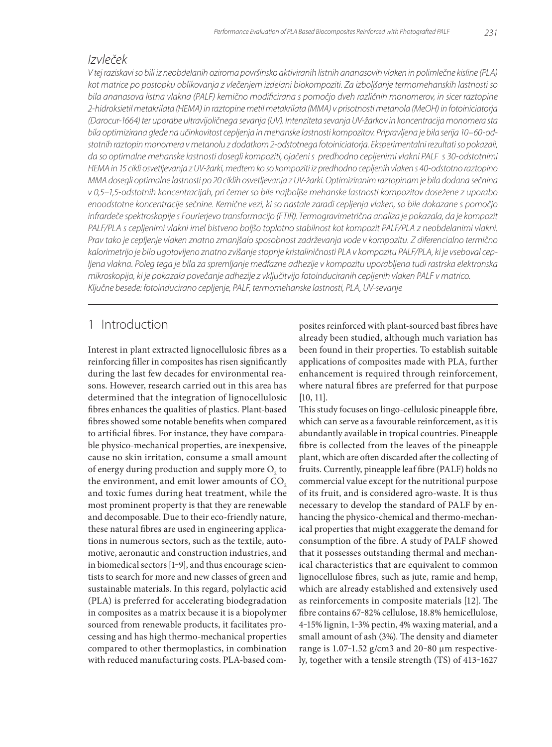## *Izvleček*

*V tej raziskavi so bili iz neobdelanih oziroma površinsko aktiviranih listnih ananasovih vlaken in polimlečne kisline (PLA) kot matrice po postopku oblikovanja z vlečenjem izdelani biokompoziti. Za izboljšanje termomehanskih lastnosti so bila ananasova listna vlakna (PALF) kemično modificirana s pomočjo dveh različnih monomerov, in sicer raztopine 2-hidroksietil metakrilata (HEMA) in raztopine metil metakrilata (MMA) v prisotnosti metanola (MeOH) in fotoiniciatorja (Darocur-1664) ter uporabe ultravijoličnega sevanja (UV). Intenziteta sevanja UV-žarkov in koncentracija monomera sta bila optimizirana glede na učinkovitost cepljenja in mehanske lastnosti kompozitov. Pripravljena je bila serija 10–60-odstotnih raztopin monomera v metanolu z dodatkom 2-odstotnega fotoiniciatorja. Eksperimentalni rezultati so pokazali, da so optimalne mehanske lastnosti dosegli kompoziti, ojačeni s predhodno cepljenimi vlakni PALF s 30-odstotnimi HEMA in 15 cikli osvetljevanja z UV-žarki, medtem ko so kompoziti iz predhodno cepljenih vlaken s 40-odstotno raztopino MMA dosegli optimalne lastnosti po 20 ciklih osvetljevanja z UV-žarki. Optimiziranim raztopinam je bila dodana sečnina v 0,5–1,5-odstotnih koncentracijah, pri čemer so bile najboljše mehanske lastnosti kompozitov dosežene z uporabo enoodstotne koncentracije sečnine. Kemične vezi, ki so nastale zaradi cepljenja vlaken, so bile dokazane s pomočjo infrardeče spektroskopije s Fourierjevo transformacijo (FTIR). Termogravimetrična analiza je pokazala, da je kompozit PALF/PLA s cepljenimi vlakni imel bistveno boljšo toplotno stabilnost kot kompozit PALF/PLA z neobdelanimi vlakni. Prav tako je cepljenje vlaken znatno zmanjšalo sposobnost zadrževanja vode v kompozitu. Z diferencialno termično kalorimetrijo je bilo ugotovljeno znatno zvišanje stopnje kristaliničnosti PLA v kompozitu PALF/PLA, ki je vseboval cepljena vlakna. Poleg tega je bila za spremljanje medfazne adhezije v kompozitu uporabljena tudi rastrska elektronska mikroskopija, ki je pokazala povečanje adhezije z vključitvijo fotoinduciranih cepljenih vlaken PALF v matrico.*

*Ključne besede: fotoinducirano cepljenje, PALF, termomehanske lastnosti, PLA, UV-sevanje*

## 1 Introduction

Interest in plant extracted lignocellulosic fibres as a reinforcing filler in composites has risen significantly during the last few decades for environmental reasons. However, research carried out in this area has determined that the integration of lignocellulosic fibres enhances the qualities of plastics. Plant-based fibres showed some notable benefits when compared to artificial fibres. For instance, they have comparable physico-mechanical properties, are inexpensive, cause no skin irritation, consume a small amount of energy during production and supply more $O_2$ to the environment, and emit lower amounts of $CO_2$ and toxic fumes during heat treatment, while the most prominent property is that they are renewable and decomposable. Due to their eco-friendly nature, these natural fibres are used in engineering applications in numerous sectors, such as the textile, automotive, aeronautic and construction industries, and in biomedical sectors [1‒9], and thus encourage scientists to search for more and new classes of green and sustainable materials. In this regard, polylactic acid (PLA) is preferred for accelerating biodegradation in composites as a matrix because it is a biopolymer sourced from renewable products, it facilitates processing and has high thermo-mechanical properties compared to other thermoplastics, in combination with reduced manufacturing costs. PLA-based composites reinforced with plant-sourced bast fibres have already been studied, although much variation has been found in their properties. To establish suitable applications of composites made with PLA, further enhancement is required through reinforcement, where natural fibres are preferred for that purpose [10, 11].

This study focuses on lingo-cellulosic pineapple fibre, which can serve as a favourable reinforcement, as it is abundantly available in tropical countries. Pineapple fibre is collected from the leaves of the pineapple plant, which are often discarded after the collecting of fruits. Currently, pineapple leaf fibre (PALF) holds no commercial value except for the nutritional purpose of its fruit, and is considered agro-waste. It is thus necessary to develop the standard of PALF by enhancing the physico-chemical and thermo-mechanical properties that might exaggerate the demand for consumption of the fibre. A study of PALF showed that it possesses outstanding thermal and mechanical characteristics that are equivalent to common lignocellulose fibres, such as jute, ramie and hemp, which are already established and extensively used as reinforcements in composite materials [12]. The fibre contains 67‒82% cellulose, 18.8% hemicellulose, 4‒15% lignin, 1‒3% pectin, 4% waxing material, and a small amount of ash (3%). The density and diameter range is 1.07‒1.52 g/cm3 and 20‒80 μm respectively, together with a tensile strength (TS) of 413‒1627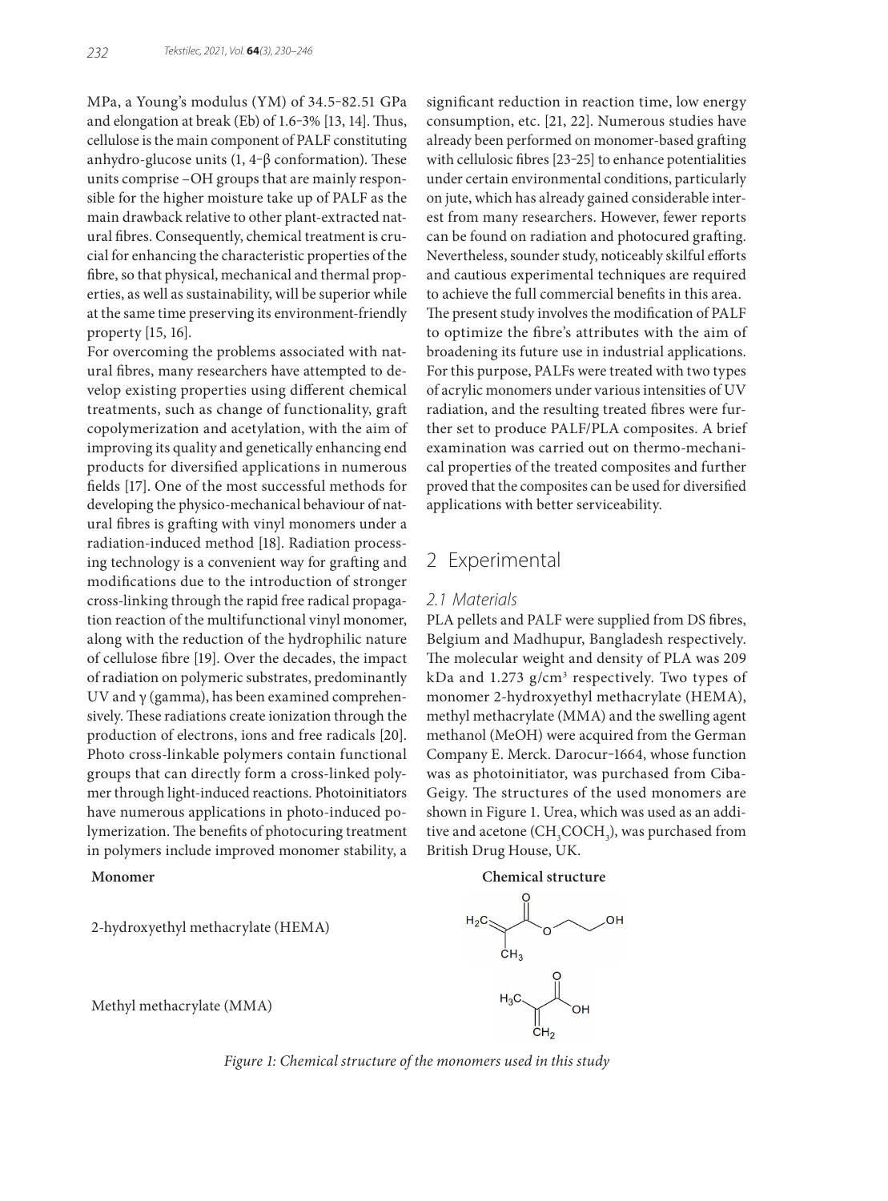MPa, a Young's modulus (YM) of 34.5–82.51 GPa and elongation at break (Eb) of 1.6–3% [13, 14]. Thus, cellulose is the main component of PALF constituting anhydro-glucose units (1, 4-β conformation). These units comprise –OH groups that are mainly responsible for the higher moisture take up of PALF as the main drawback relative to other plant-extracted natural fibres. Consequently, chemical treatment is crucial for enhancing the characteristic properties of the fibre, so that physical, mechanical and thermal properties, as well as sustainability, will be superior while at the same time preserving its environment-friendly property [15, 16].

For overcoming the problems associated with natural fibres, many researchers have attempted to develop existing properties using different chemical treatments, such as change of functionality, graft copolymerization and acetylation, with the aim of improving its quality and genetically enhancing end products for diversified applications in numerous fields [17]. One of the most successful methods for developing the physico-mechanical behaviour of natural fibres is grafting with vinyl monomers under a radiation-induced method [18]. Radiation processing technology is a convenient way for grafting and modifications due to the introduction of stronger cross-linking through the rapid free radical propagation reaction of the multifunctional vinyl monomer, along with the reduction of the hydrophilic nature of cellulose fibre [19]. Over the decades, the impact of radiation on polymeric substrates, predominantly UV and γ (gamma), has been examined comprehensively. These radiations create ionization through the production of electrons, ions and free radicals [20]. Photo cross-linkable polymers contain functional groups that can directly form a cross-linked polymer through light-induced reactions. Photoinitiators have numerous applications in photo-induced polymerization. The benefits of photocuring treatment in polymers include improved monomer stability, a significant reduction in reaction time, low energy consumption, etc. [21, 22]. Numerous studies have already been performed on monomer-based grafting with cellulosic fibres [23–25] to enhance potentialities under certain environmental conditions, particularly on jute, which has already gained considerable interest from many researchers. However, fewer reports can be found on radiation and photocured grafting. Nevertheless, sounder study, noticeably skilful efforts and cautious experimental techniques are required to achieve the full commercial benefits in this area. The present study involves the modification of PALF to optimize the fibre's attributes with the aim of broadening its future use in industrial applications. For this purpose, PALFs were treated with two types of acrylic monomers under various intensities of UV radiation, and the resulting treated fibres were further set to produce PALF/PLA composites. A brief examination was carried out on thermo-mechanical properties of the treated composites and further proved that the composites can be used for diversified applications with better serviceability.

## 2 Experimental

### 2.1 Materials

PLA pellets and PALF were supplied from DS fibres, Belgium and Madhupur, Bangladesh respectively. The molecular weight and density of PLA was 209 kDa and 1.273 g/cm$^3$ respectively. Two types of monomer 2-hydroxyethyl methacrylate (HEMA), methyl methacrylate (MMA) and the swelling agent methanol (MeOH) were acquired from the German Company E. Merck. Darocur-1664, whose function was as photoinitiator, was purchased from Ciba-Geigy. The structures of the used monomers are shown in Figure 1. Urea, which was used as an additive and acetone ($CH_3COCH_3$), was purchased from British Drug House, UK.

| Monomer | Chemical structure |
|---|---|
| 2-hydroxyethyl methacrylate (HEMA) | |
| Methyl methacrylate (MMA) | |

*Figure 1: Chemical structure of the monomers used in this study*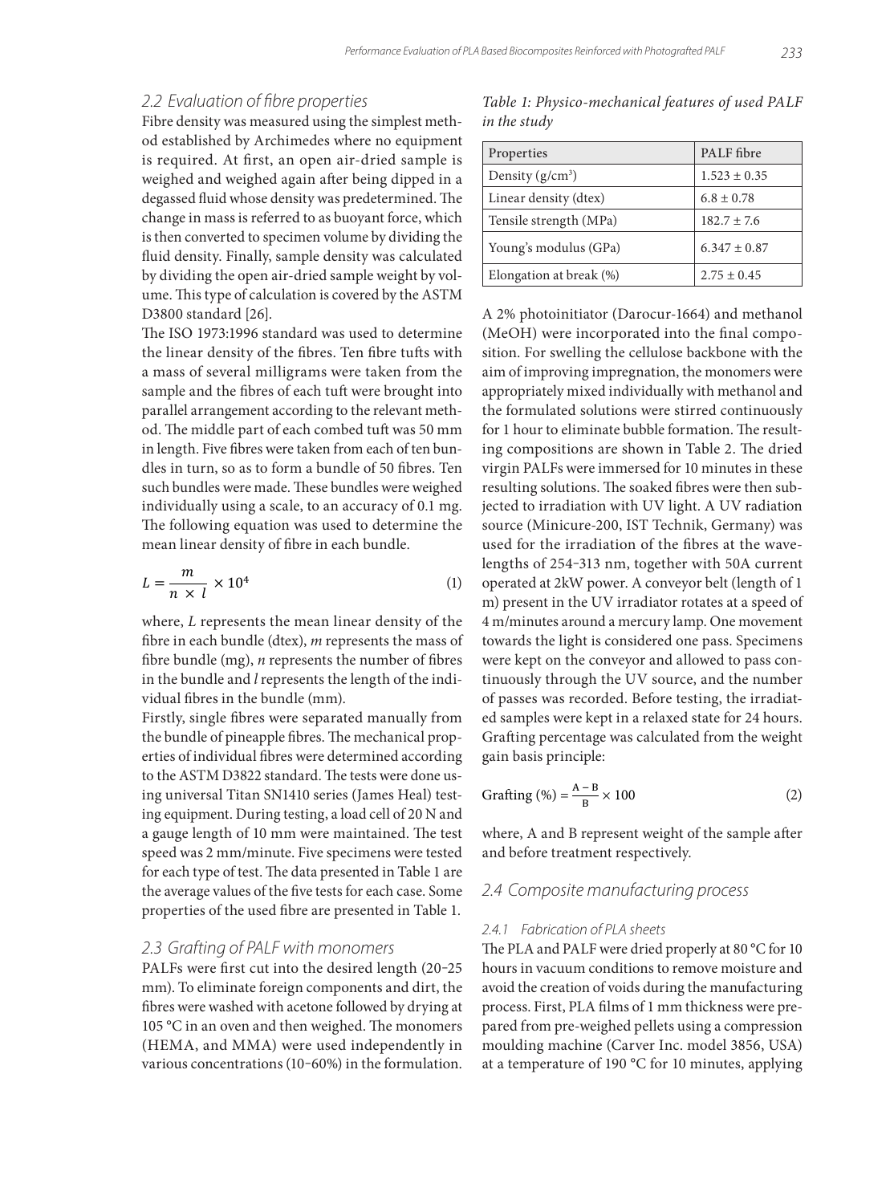### 2.2 Evaluation of fibre properties

Fibre density was measured using the simplest method established by Archimedes where no equipment is required. At first, an open air-dried sample is weighed and weighed again after being dipped in a degassed fluid whose density was predetermined. The change in mass is referred to as buoyant force, which is then converted to specimen volume by dividing the fluid density. Finally, sample density was calculated by dividing the open air-dried sample weight by volume. This type of calculation is covered by the ASTM D3800 standard [26].

The ISO 1973:1996 standard was used to determine the linear density of the fibres. Ten fibre tufts with a mass of several milligrams were taken from the sample and the fibres of each tuft were brought into parallel arrangement according to the relevant method. The middle part of each combed tuft was 50 mm in length. Five fibres were taken from each of ten bundles in turn, so as to form a bundle of 50 fibres. Ten such bundles were made. These bundles were weighed individually using a scale, to an accuracy of 0.1 mg. The following equation was used to determine the mean linear density of fibre in each bundle.

$$L = \frac{m}{n \times l} \times 10^4 \tag{1}$$

where, $L$ represents the mean linear density of the fibre in each bundle (dtex), $m$ represents the mass of fibre bundle (mg), $n$ represents the number of fibres in the bundle and $l$ represents the length of the individual fibres in the bundle (mm).

Firstly, single fibres were separated manually from the bundle of pineapple fibres. The mechanical properties of individual fibres were determined according to the ASTM D3822 standard. The tests were done using universal Titan SN1410 series (James Heal) testing equipment. During testing, a load cell of 20 N and a gauge length of 10 mm were maintained. The test speed was 2 mm/minute. Five specimens were tested for each type of test. The data presented in Table 1 are the average values of the five tests for each case. Some properties of the used fibre are presented in Table 1.

*Table 1: Physico-mechanical features of used PALF in the study*

| Properties | PALF fibre |
|---|---|
| Density (g/cm$^3$) | 1.523 ± 0.35 |
| Linear density (dtex) | 6.8 ± 0.78 |
| Tensile strength (MPa) | 182.7 ± 7.6 |
| Young's modulus (GPa) | 6.347 ± 0.87 |
| Elongation at break (%) | 2.75 ± 0.45 |

### 2.3 Grafting of PALF with monomers

PALFs were first cut into the desired length (20–25 mm). To eliminate foreign components and dirt, the fibres were washed with acetone followed by drying at 105 °C in an oven and then weighed. The monomers (HEMA, and MMA) were used independently in various concentrations (10–60%) in the formulation. A 2% photoinitiator (Darocur-1664) and methanol (MeOH) were incorporated into the final composition. For swelling the cellulose backbone with the aim of improving impregnation, the monomers were appropriately mixed individually with methanol and the formulated solutions were stirred continuously for 1 hour to eliminate bubble formation. The resulting compositions are shown in Table 2. The dried virgin PALFs were immersed for 10 minutes in these resulting solutions. The soaked fibres were then subjected to irradiation with UV light. A UV radiation source (Minicure-200, IST Technik, Germany) was used for the irradiation of the fibres at the wavelengths of 254–313 nm, together with 50A current operated at 2kW power. A conveyor belt (length of 1 m) present in the UV irradiator rotates at a speed of 4 m/minutes around a mercury lamp. One movement towards the light is considered one pass. Specimens were kept on the conveyor and allowed to pass continuously through the UV source, and the number of passes was recorded. Before testing, the irradiated samples were kept in a relaxed state for 24 hours. Grafting percentage was calculated from the weight gain basis principle:

$$\text{Grafting (\%)} = \frac{A - B}{B} \times 100 \tag{2}$$

where, A and B represent weight of the sample after and before treatment respectively.

### 2.4 Composite manufacturing process

#### 2.4.1 Fabrication of PLA sheets

The PLA and PALF were dried properly at 80 °C for 10 hours in vacuum conditions to remove moisture and avoid the creation of voids during the manufacturing process. First, PLA films of 1 mm thickness were prepared from pre-weighed pellets using a compression moulding machine (Carver Inc. model 3856, USA) at a temperature of 190 °C for 10 minutes, applying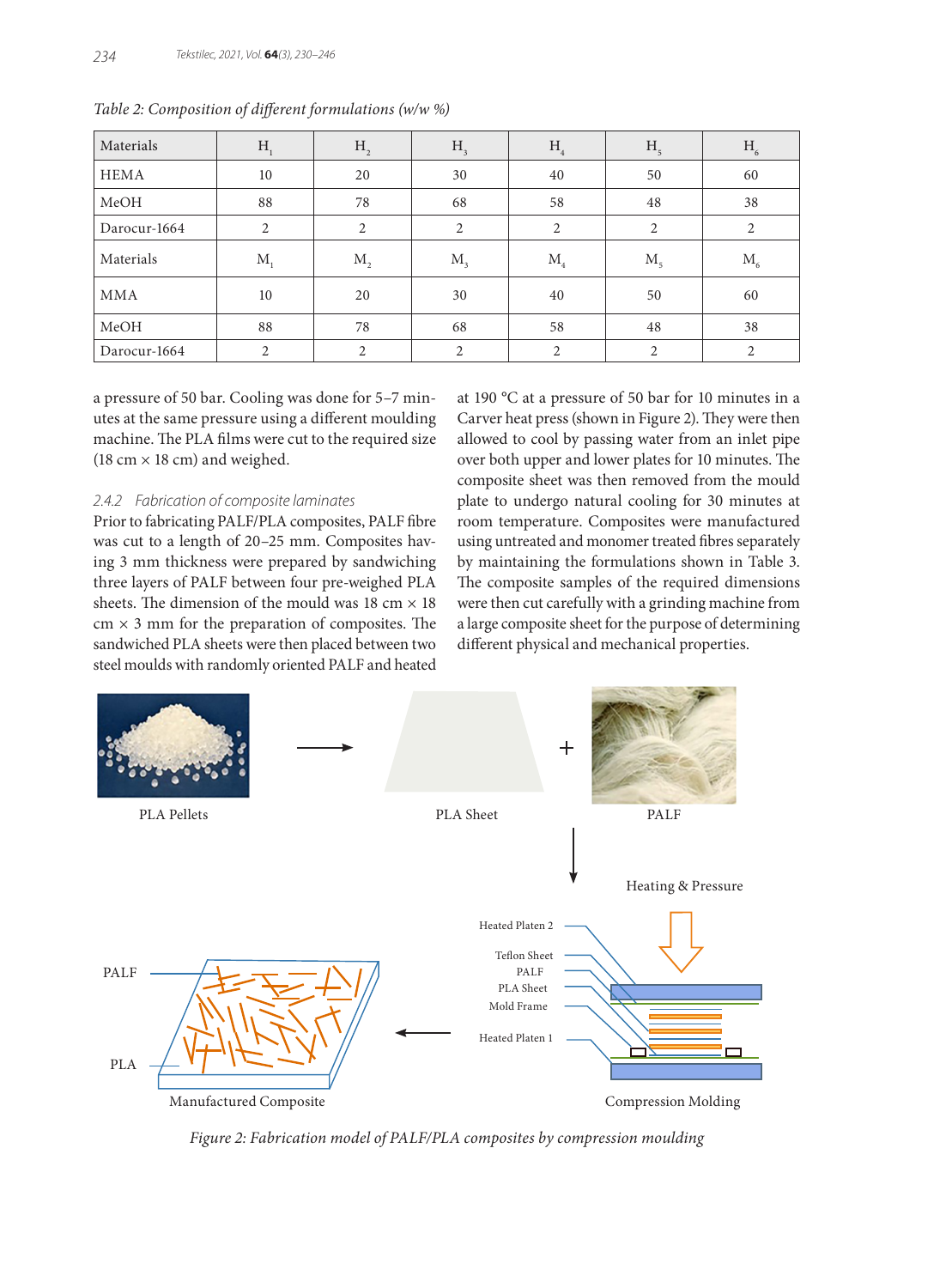*Table 2: Composition of different formulations (w/w %)*

| Materials | $H_1$ | $H_2$ | $H_3$ | $H_4$ | $H_5$ | $H_6$ |
|---|---|---|---|---|---|---|
| HEMA | 10 | 20 | 30 | 40 | 50 | 60 |
| MeOH | 88 | 78 | 68 | 58 | 48 | 38 |
| Darocur-1664 | 2 | 2 | 2 | 2 | 2 | 2 |
| Materials | $M_1$ | $M_2$ | $M_3$ | $M_4$ | $M_5$ | $M_6$ |
| MMA | 10 | 20 | 30 | 40 | 50 | 60 |
| MeOH | 88 | 78 | 68 | 58 | 48 | 38 |
| Darocur-1664 | 2 | 2 | 2 | 2 | 2 | 2 |

a pressure of 50 bar. Cooling was done for 5–7 minutes at the same pressure using a different moulding machine. The PLA films were cut to the required size (18 cm × 18 cm) and weighed.

### 2.4.2 Fabrication of composite laminates

Prior to fabricating PALF/PLA composites, PALF fibre was cut to a length of 20–25 mm. Composites having 3 mm thickness were prepared by sandwiching three layers of PALF between four pre-weighed PLA sheets. The dimension of the mould was 18 cm × 18 cm × 3 mm for the preparation of composites. The sandwiched PLA sheets were then placed between two steel moulds with randomly oriented PALF and heated at 190 °C at a pressure of 50 bar for 10 minutes in a Carver heat press (shown in Figure 2). They were then allowed to cool by passing water from an inlet pipe over both upper and lower plates for 10 minutes. The composite sheet was then removed from the mould plate to undergo natural cooling for 30 minutes at room temperature. Composites were manufactured using untreated and monomer treated fibres separately by maintaining the formulations shown in Table 3. The composite samples of the required dimensions were then cut carefully with a grinding machine from a large composite sheet for the purpose of determining different physical and mechanical properties.

*Figure 2: Fabrication model of PALF/PLA composites by compression moulding*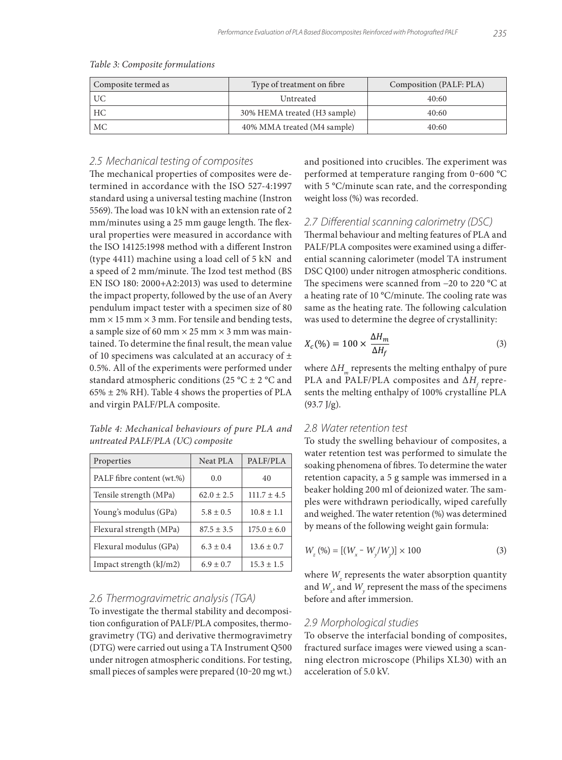*Table 3: Composite formulations*

| Composite termed as | Type of treatment on fibre | Composition (PALF: PLA) |
|---|---|---|
| UC | Untreated | 40:60 |
| HC | 30% HEMA treated (H3 sample) | 40:60 |
| MC | 40% MMA treated (M4 sample) | 40:60 |

## 2.5 Mechanical testing of composites

The mechanical properties of composites were determined in accordance with the ISO 527-4:1997 standard using a universal testing machine (Instron 5569). The load was 10 kN with an extension rate of 2 mm/minutes using a 25 mm gauge length. The flexural properties were measured in accordance with the ISO 14125:1998 method with a different Instron (type 4411) machine using a load cell of 5 kN and a speed of 2 mm/minute. The Izod test method (BS EN ISO 180: 2000+A2:2013) was used to determine the impact property, followed by the use of an Avery pendulum impact tester with a specimen size of 80 mm × 15 mm × 3 mm. For tensile and bending tests, a sample size of 60 mm × 25 mm × 3 mm was maintained. To determine the final result, the mean value of 10 specimens was calculated at an accuracy of ± 0.5%. All of the experiments were performed under standard atmospheric conditions (25 °C ± 2 °C and 65% ± 2% RH). Table 4 shows the properties of PLA and virgin PALF/PLA composite.

*Table 4: Mechanical behaviours of pure PLA and untreated PALF/PLA (UC) composite*

| Properties | Neat PLA | PALF/PLA |
|---|---|---|
| PALF fibre content (wt.%) | 0.0 | 40 |
| Tensile strength (MPa) | 62.0 ± 2.5 | 111.7 ± 4.5 |
| Young's modulus (GPa) | 5.8 ± 0.5 | 10.8 ± 1.1 |
| Flexural strength (MPa) | 87.5 ± 3.5 | 175.0 ± 6.0 |
| Flexural modulus (GPa) | 6.3 ± 0.4 | 13.6 ± 0.7 |
| Impact strength (kJ/m2) | 6.9 ± 0.7 | 15.3 ± 1.5 |

## 2.6 Thermogravimetric analysis (TGA)

To investigate the thermal stability and decomposition configuration of PALF/PLA composites, thermogravimetry (TG) and derivative thermogravimetry (DTG) were carried out using a TA Instrument Q500 under nitrogen atmospheric conditions. For testing, small pieces of samples were prepared (10–20 mg wt.) and positioned into crucibles. The experiment was performed at temperature ranging from 0–600 °C with 5 °C/minute scan rate, and the corresponding weight loss (%) was recorded.

## 2.7 Differential scanning calorimetry (DSC)

Thermal behaviour and melting features of PLA and PALF/PLA composites were examined using a differential scanning calorimeter (model TA instrument DSC Q100) under nitrogen atmospheric conditions. The specimens were scanned from −20 to 220 °C at a heating rate of 10 °C/minute. The cooling rate was same as the heating rate. The following calculation was used to determine the degree of crystallinity:

$$X_c(\%) = 100 \times \frac{\Delta H_m}{\Delta H_f} \tag{3}$$

where $\Delta H_m$ represents the melting enthalpy of pure PLA and PALF/PLA composites and $\Delta H_f$ represents the melting enthalpy of 100% crystalline PLA (93.7 J/g).

## 2.8 Water retention test

To study the swelling behaviour of composites, a water retention test was performed to simulate the soaking phenomena of fibres. To determine the water retention capacity, a 5 g sample was immersed in a beaker holding 200 ml of deionized water. The samples were withdrawn periodically, wiped carefully and weighed. The water retention (%) was determined by means of the following weight gain formula:

$$W_z\,(\%) = [(W_x - W_y/W_y)] \times 100 \tag{3}$$

where $W_z$ represents the water absorption quantity and $W_x$, and $W_y$ represent the mass of the specimens before and after immersion.

## 2.9 Morphological studies

To observe the interfacial bonding of composites, fractured surface images were viewed using a scanning electron microscope (Philips XL30) with an acceleration of 5.0 kV.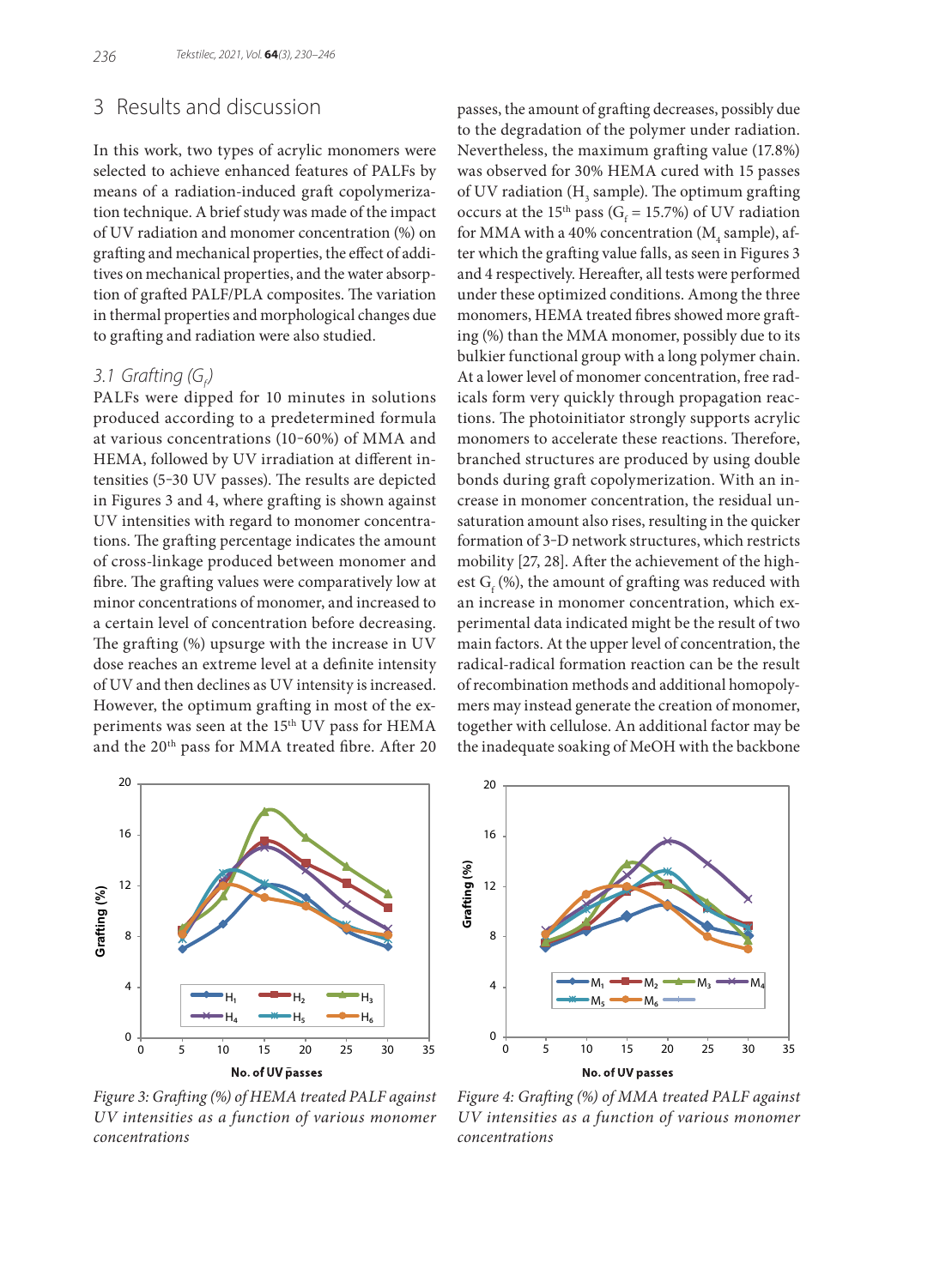## 3 Results and discussion

In this work, two types of acrylic monomers were selected to achieve enhanced features of PALFs by means of a radiation-induced graft copolymerization technique. A brief study was made of the impact of UV radiation and monomer concentration (%) on grafting and mechanical properties, the effect of additives on mechanical properties, and the water absorption of grafted PALF/PLA composites. The variation in thermal properties and morphological changes due to grafting and radiation were also studied.

### *3.1 Grafting ($G_f$)*

PALFs were dipped for 10 minutes in solutions produced according to a predetermined formula at various concentrations (10–60%) of MMA and HEMA, followed by UV irradiation at different intensities (5–30 UV passes). The results are depicted in Figures 3 and 4, where grafting is shown against UV intensities with regard to monomer concentrations. The grafting percentage indicates the amount of cross-linkage produced between monomer and fibre. The grafting values were comparatively low at minor concentrations of monomer, and increased to a certain level of concentration before decreasing. The grafting (%) upsurge with the increase in UV dose reaches an extreme level at a definite intensity of UV and then declines as UV intensity is increased. However, the optimum grafting in most of the experiments was seen at the 15th UV pass for HEMA and the 20th pass for MMA treated fibre. After 20 passes, the amount of grafting decreases, possibly due to the degradation of the polymer under radiation. Nevertheless, the maximum grafting value (17.8%) was observed for 30% HEMA cured with 15 passes of UV radiation ($H_3$ sample). The optimum grafting occurs at the 15th pass ($G_f$ = 15.7%) of UV radiation for MMA with a 40% concentration ($M_4$ sample), after which the grafting value falls, as seen in Figures 3 and 4 respectively. Hereafter, all tests were performed under these optimized conditions. Among the three monomers, HEMA treated fibres showed more grafting (%) than the MMA monomer, possibly due to its bulkier functional group with a long polymer chain. At a lower level of monomer concentration, free radicals form very quickly through propagation reactions. The photoinitiator strongly supports acrylic monomers to accelerate these reactions. Therefore, branched structures are produced by using double bonds during graft copolymerization. With an increase in monomer concentration, the residual unsaturation amount also rises, resulting in the quicker formation of 3-D network structures, which restricts mobility [27, 28]. After the achievement of the highest $G_f$ (%), the amount of grafting was reduced with an increase in monomer concentration, which experimental data indicated might be the result of two main factors. At the upper level of concentration, the radical-radical formation reaction can be the result of recombination methods and additional homopolymers may instead generate the creation of monomer, together with cellulose. An additional factor may be the inadequate soaking of MeOH with the backbone

*Figure 3: Grafting (%) of HEMA treated PALF against UV intensities as a function of various monomer concentrations*

*Figure 4: Grafting (%) of MMA treated PALF against UV intensities as a function of various monomer concentrations*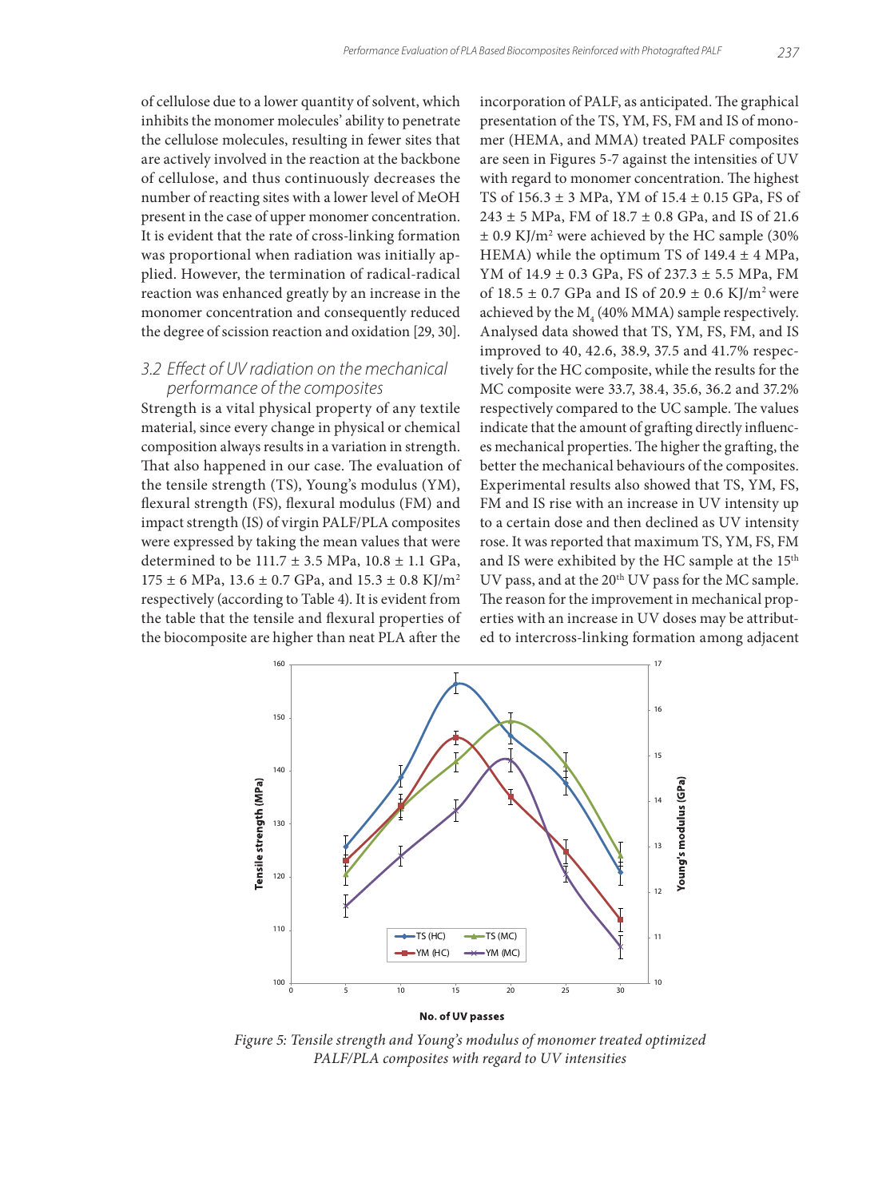of cellulose due to a lower quantity of solvent, which inhibits the monomer molecules' ability to penetrate the cellulose molecules, resulting in fewer sites that are actively involved in the reaction at the backbone of cellulose, and thus continuously decreases the number of reacting sites with a lower level of MeOH present in the case of upper monomer concentration. It is evident that the rate of cross-linking formation was proportional when radiation was initially applied. However, the termination of radical-radical reaction was enhanced greatly by an increase in the monomer concentration and consequently reduced the degree of scission reaction and oxidation [29, 30].

### *3.2 Effect of UV radiation on the mechanical performance of the composites*

Strength is a vital physical property of any textile material, since every change in physical or chemical composition always results in a variation in strength. That also happened in our case. The evaluation of the tensile strength (TS), Young's modulus (YM), flexural strength (FS), flexural modulus (FM) and impact strength (IS) of virgin PALF/PLA composites were expressed by taking the mean values that were determined to be 111.7 ± 3.5 MPa, 10.8 ± 1.1 GPa, 175 ± 6 MPa, 13.6 ± 0.7 GPa, and 15.3 ± 0.8 KJ/m$^2$ respectively (according to Table 4). It is evident from the table that the tensile and flexural properties of the biocomposite are higher than neat PLA after the incorporation of PALF, as anticipated. The graphical presentation of the TS, YM, FS, FM and IS of monomer (HEMA, and MMA) treated PALF composites are seen in Figures 5-7 against the intensities of UV with regard to monomer concentration. The highest TS of 156.3 ± 3 MPa, YM of 15.4 ± 0.15 GPa, FS of 243 ± 5 MPa, FM of 18.7 ± 0.8 GPa, and IS of 21.6 ± 0.9 KJ/m$^2$ were achieved by the HC sample (30% HEMA) while the optimum TS of 149.4 ± 4 MPa, YM of 14.9 ± 0.3 GPa, FS of 237.3 ± 5.5 MPa, FM of 18.5 ± 0.7 GPa and IS of 20.9 ± 0.6 KJ/m$^2$ were achieved by the $M_4$ (40% MMA) sample respectively. Analysed data showed that TS, YM, FS, FM, and IS improved to 40, 42.6, 38.9, 37.5 and 41.7% respectively for the HC composite, while the results for the MC composite were 33.7, 38.4, 35.6, 36.2 and 37.2% respectively compared to the UC sample. The values indicate that the amount of grafting directly influences mechanical properties. The higher the grafting, the better the mechanical behaviours of the composites. Experimental results also showed that TS, YM, FS, FM and IS rise with an increase in UV intensity up to a certain dose and then declined as UV intensity rose. It was reported that maximum TS, YM, FS, FM and IS were exhibited by the HC sample at the 15$^{th}$ UV pass, and at the 20$^{th}$ UV pass for the MC sample. The reason for the improvement in mechanical properties with an increase in UV doses may be attributed to intercross-linking formation among adjacent

*Figure 5: Tensile strength and Young's modulus of monomer treated optimized PALF/PLA composites with regard to UV intensities*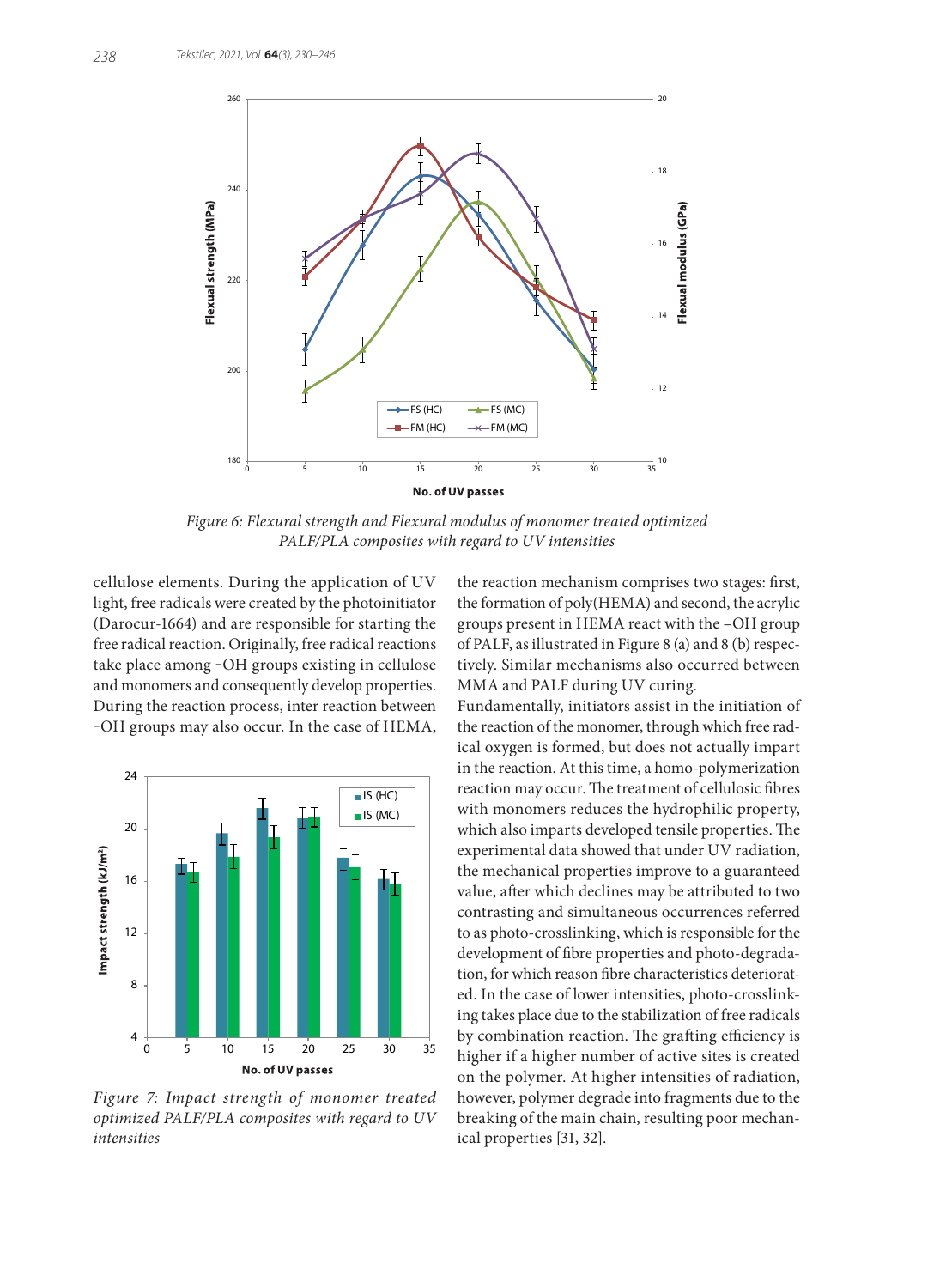Figure 6: Flexural strength and Flexural modulus of monomer treated optimized PALF/PLA composites with regard to UV intensities

cellulose elements. During the application of UV light, free radicals were created by the photoinitiator (Darocur-1664) and are responsible for starting the free radical reaction. Originally, free radical reactions take place among -OH groups existing in cellulose and monomers and consequently develop properties. During the reaction process, inter reaction between -OH groups may also occur. In the case of HEMA, the reaction mechanism comprises two stages: first, the formation of poly(HEMA) and second, the acrylic groups present in HEMA react with the –OH group of PALF, as illustrated in Figure 8 (a) and 8 (b) respectively. Similar mechanisms also occurred between MMA and PALF during UV curing.

Figure 7: Impact strength of monomer treated optimized PALF/PLA composites with regard to UV intensities

Fundamentally, initiators assist in the initiation of the reaction of the monomer, through which free radical oxygen is formed, but does not actually impart in the reaction. At this time, a homo-polymerization reaction may occur. The treatment of cellulosic fibres with monomers reduces the hydrophilic property, which also imparts developed tensile properties. The experimental data showed that under UV radiation, the mechanical properties improve to a guaranteed value, after which declines may be attributed to two contrasting and simultaneous occurrences referred to as photo-crosslinking, which is responsible for the development of fibre properties and photo-degradation, for which reason fibre characteristics deteriorated. In the case of lower intensities, photo-crosslinking takes place due to the stabilization of free radicals by combination reaction. The grafting efficiency is higher if a higher number of active sites is created on the polymer. At higher intensities of radiation, however, polymer degrade into fragments due to the breaking of the main chain, resulting poor mechanical properties [31, 32].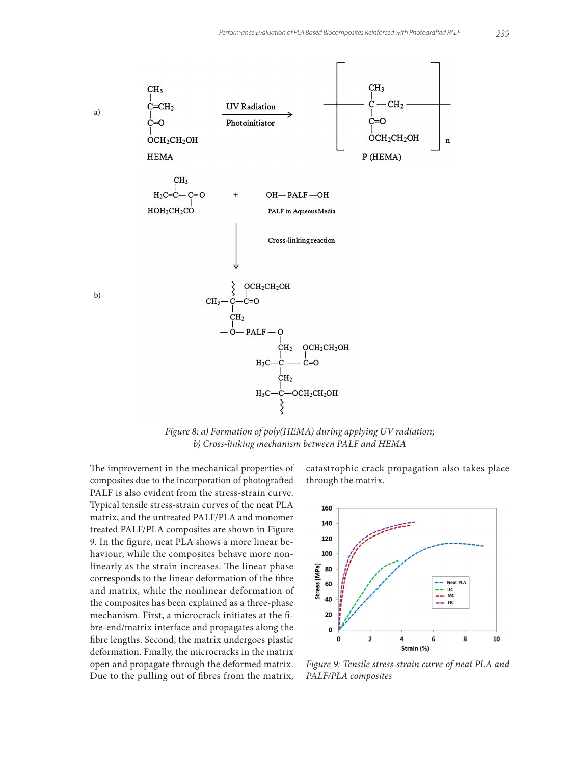Figure 8: a) Formation of poly(HEMA) during applying UV radiation; b) Cross-linking mechanism between PALF and HEMA

The improvement in the mechanical properties of composites due to the incorporation of photografted PALF is also evident from the stress-strain curve. Typical tensile stress-strain curves of the neat PLA matrix, and the untreated PALF/PLA and monomer treated PALF/PLA composites are shown in Figure 9. In the figure, neat PLA shows a more linear behaviour, while the composites behave more nonlinearly as the strain increases. The linear phase corresponds to the linear deformation of the fibre and matrix, while the nonlinear deformation of the composites has been explained as a three-phase mechanism. First, a microcrack initiates at the fibre-end/matrix interface and propagates along the fibre lengths. Second, the matrix undergoes plastic deformation. Finally, the microcracks in the matrix open and propagate through the deformed matrix. Due to the pulling out of fibres from the matrix, catastrophic crack propagation also takes place through the matrix.

Figure 9: Tensile stress-strain curve of neat PLA and PALF/PLA composites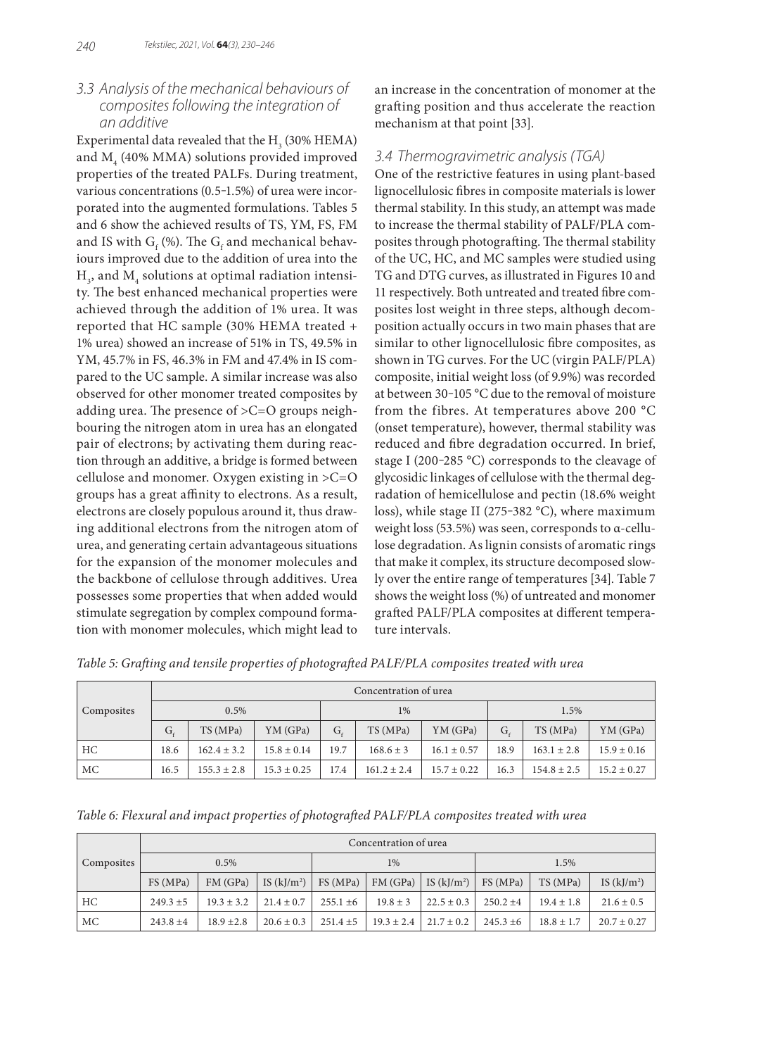### 3.3 Analysis of the mechanical behaviours of composites following the integration of an additive

Experimental data revealed that the $H_3$ (30% HEMA) and $M_4$ (40% MMA) solutions provided improved properties of the treated PALFs. During treatment, various concentrations (0.5–1.5%) of urea were incorporated into the augmented formulations. Tables 5 and 6 show the achieved results of TS, YM, FS, FM and IS with $G_f$ (%). The $G_f$ and mechanical behaviours improved due to the addition of urea into the $H_3$, and $M_4$ solutions at optimal radiation intensity. The best enhanced mechanical properties were achieved through the addition of 1% urea. It was reported that HC sample (30% HEMA treated + 1% urea) showed an increase of 51% in TS, 49.5% in YM, 45.7% in FS, 46.3% in FM and 47.4% in IS compared to the UC sample. A similar increase was also observed for other monomer treated composites by adding urea. The presence of >C=O groups neighbouring the nitrogen atom in urea has an elongated pair of electrons; by activating them during reaction through an additive, a bridge is formed between cellulose and monomer. Oxygen existing in >C=O groups has a great affinity to electrons. As a result, electrons are closely populous around it, thus drawing additional electrons from the nitrogen atom of urea, and generating certain advantageous situations for the expansion of the monomer molecules and the backbone of cellulose through additives. Urea possesses some properties that when added would stimulate segregation by complex compound formation with monomer molecules, which might lead to an increase in the concentration of monomer at the grafting position and thus accelerate the reaction mechanism at that point [33].

### 3.4 Thermogravimetric analysis (TGA)

One of the restrictive features in using plant-based lignocellulosic fibres in composite materials is lower thermal stability. In this study, an attempt was made to increase the thermal stability of PALF/PLA composites through photografting. The thermal stability of the UC, HC, and MC samples were studied using TG and DTG curves, as illustrated in Figures 10 and 11 respectively. Both untreated and treated fibre composites lost weight in three steps, although decomposition actually occurs in two main phases that are similar to other lignocellulosic fibre composites, as shown in TG curves. For the UC (virgin PALF/PLA) composite, initial weight loss (of 9.9%) was recorded at between 30–105 °C due to the removal of moisture from the fibres. At temperatures above 200 °C (onset temperature), however, thermal stability was reduced and fibre degradation occurred. In brief, stage I (200–285 °C) corresponds to the cleavage of glycosidic linkages of cellulose with the thermal degradation of hemicellulose and pectin (18.6% weight loss), while stage II (275–382 °C), where maximum weight loss (53.5%) was seen, corresponds to α-cellulose degradation. As lignin consists of aromatic rings that make it complex, its structure decomposed slowly over the entire range of temperatures [34]. Table 7 shows the weight loss (%) of untreated and monomer grafted PALF/PLA composites at different temperature intervals.

*Table 5: Grafting and tensile properties of photografted PALF/PLA composites treated with urea*

| Composites | Concentration of urea | | | | | | | | |
|---|---|---|---|---|---|---|---|---|---|
| | 0.5% | | | 1% | | | 1.5% | | |
| | $G_f$ | TS (MPa) | YM (GPa) | $G_f$ | TS (MPa) | YM (GPa) | $G_f$ | TS (MPa) | YM (GPa) |
| HC | 18.6 | 162.4 ± 3.2 | 15.8 ± 0.14 | 19.7 | 168.6 ± 3 | 16.1 ± 0.57 | 18.9 | 163.1 ± 2.8 | 15.9 ± 0.16 |
| MC | 16.5 | 155.3 ± 2.8 | 15.3 ± 0.25 | 17.4 | 161.2 ± 2.4 | 15.7 ± 0.22 | 16.3 | 154.8 ± 2.5 | 15.2 ± 0.27 |

*Table 6: Flexural and impact properties of photografted PALF/PLA composites treated with urea*

| Composites | Concentration of urea | | | | | | | | |
|---|---|---|---|---|---|---|---|---|---|
| | 0.5% | | | 1% | | | 1.5% | | |
| | FS (MPa) | FM (GPa) | IS (kJ/m²) | FS (MPa) | FM (GPa) | IS (kJ/m²) | FS (MPa) | TS (MPa) | IS (kJ/m²) |
| HC | 249.3 ±5 | 19.3 ± 3.2 | 21.4 ± 0.7 | 255.1 ±6 | 19.8 ± 3 | 22.5 ± 0.3 | 250.2 ±4 | 19.4 ± 1.8 | 21.6 ± 0.5 |
| MC | 243.8 ±4 | 18.9 ±2.8 | 20.6 ± 0.3 | 251.4 ±5 | 19.3 ± 2.4 | 21.7 ± 0.2 | 245.3 ±6 | 18.8 ± 1.7 | 20.7 ± 0.27 |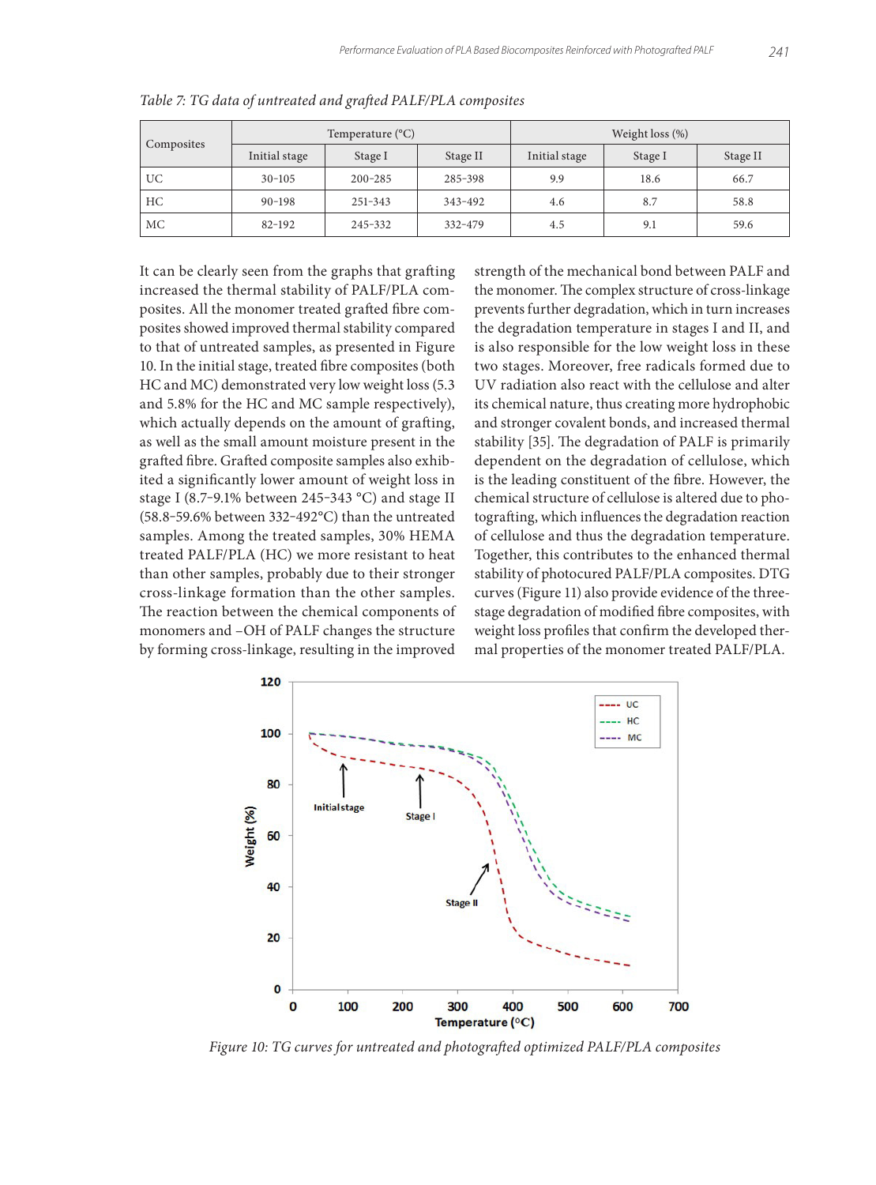*Table 7: TG data of untreated and grafted PALF/PLA composites*

| Composites | Temperature (°C) | | | Weight loss (%) | | |
|---|---|---|---|---|---|---|
| | Initial stage | Stage I | Stage II | Initial stage | Stage I | Stage II |
| UC | 30–105 | 200–285 | 285–398 | 9.9 | 18.6 | 66.7 |
| HC | 90–198 | 251–343 | 343–492 | 4.6 | 8.7 | 58.8 |
| MC | 82–192 | 245–332 | 332–479 | 4.5 | 9.1 | 59.6 |

It can be clearly seen from the graphs that grafting increased the thermal stability of PALF/PLA composites. All the monomer treated grafted fibre composites showed improved thermal stability compared to that of untreated samples, as presented in Figure 10. In the initial stage, treated fibre composites (both HC and MC) demonstrated very low weight loss (5.3 and 5.8% for the HC and MC sample respectively), which actually depends on the amount of grafting, as well as the small amount moisture present in the grafted fibre. Grafted composite samples also exhibited a significantly lower amount of weight loss in stage I (8.7–9.1% between 245–343 °C) and stage II (58.8–59.6% between 332–492°C) than the untreated samples. Among the treated samples, 30% HEMA treated PALF/PLA (HC) we more resistant to heat than other samples, probably due to their stronger cross-linkage formation than the other samples. The reaction between the chemical components of monomers and –OH of PALF changes the structure by forming cross-linkage, resulting in the improved strength of the mechanical bond between PALF and the monomer. The complex structure of cross-linkage prevents further degradation, which in turn increases the degradation temperature in stages I and II, and is also responsible for the low weight loss in these two stages. Moreover, free radicals formed due to UV radiation also react with the cellulose and alter its chemical nature, thus creating more hydrophobic and stronger covalent bonds, and increased thermal stability [35]. The degradation of PALF is primarily dependent on the degradation of cellulose, which is the leading constituent of the fibre. However, the chemical structure of cellulose is altered due to photografting, which influences the degradation reaction of cellulose and thus the degradation temperature. Together, this contributes to the enhanced thermal stability of photocured PALF/PLA composites. DTG curves (Figure 11) also provide evidence of the three-stage degradation of modified fibre composites, with weight loss profiles that confirm the developed thermal properties of the monomer treated PALF/PLA.

*Figure 10: TG curves for untreated and photografted optimized PALF/PLA composites*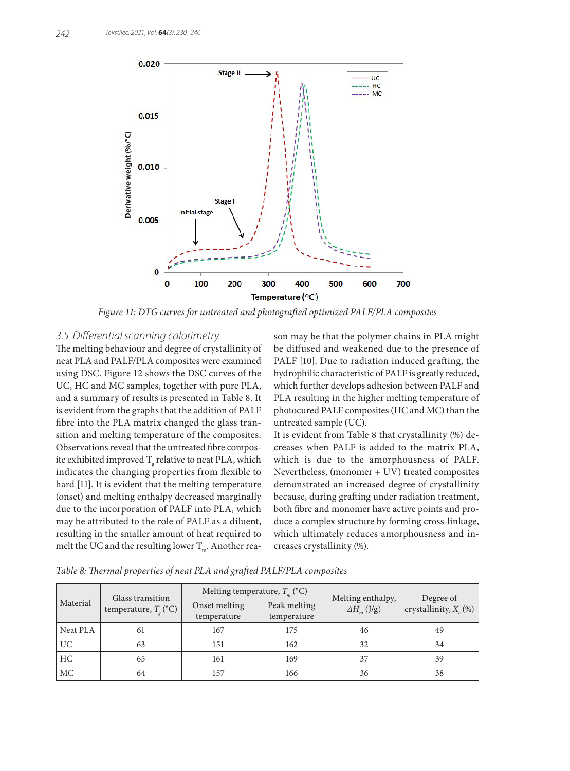Figure 11: DTG curves for untreated and photografted optimized PALF/PLA composites

### 3.5 Differential scanning calorimetry

The melting behaviour and degree of crystallinity of neat PLA and PALF/PLA composites were examined using DSC. Figure 12 shows the DSC curves of the UC, HC and MC samples, together with pure PLA, and a summary of results is presented in Table 8. It is evident from the graphs that the addition of PALF fibre into the PLA matrix changed the glass transition and melting temperature of the composites. Observations reveal that the untreated fibre composite exhibited improved $T_g$ relative to neat PLA, which indicates the changing properties from flexible to hard [11]. It is evident that the melting temperature (onset) and melting enthalpy decreased marginally due to the incorporation of PALF into PLA, which may be attributed to the role of PALF as a diluent, resulting in the smaller amount of heat required to melt the UC and the resulting lower $T_m$. Another reason may be that the polymer chains in PLA might be diffused and weakened due to the presence of PALF [10]. Due to radiation induced grafting, the hydrophilic characteristic of PALF is greatly reduced, which further develops adhesion between PALF and PLA resulting in the higher melting temperature of photocured PALF composites (HC and MC) than the untreated sample (UC).

It is evident from Table 8 that crystallinity (%) decreases when PALF is added to the matrix PLA, which is due to the amorphousness of PALF. Nevertheless, (monomer + UV) treated composites demonstrated an increased degree of crystallinity because, during grafting under radiation treatment, both fibre and monomer have active points and produce a complex structure by forming cross-linkage, which ultimately reduces amorphousness and increases crystallinity (%).

Table 8: Thermal properties of neat PLA and grafted PALF/PLA composites

| Material | Glass transition temperature, $T_g$ (°C) | Melting temperature, $T_m$ (°C) | | Melting enthalpy, $\Delta H_m$ (J/g) | Degree of crystallinity, $X_c$ (%) |
|---|---|---|---|---|---|
| | | Onset melting temperature | Peak melting temperature | | |
| Neat PLA | 61 | 167 | 175 | 46 | 49 |
| UC | 63 | 151 | 162 | 32 | 34 |
| HC | 65 | 161 | 169 | 37 | 39 |
| MC | 64 | 157 | 166 | 36 | 38 |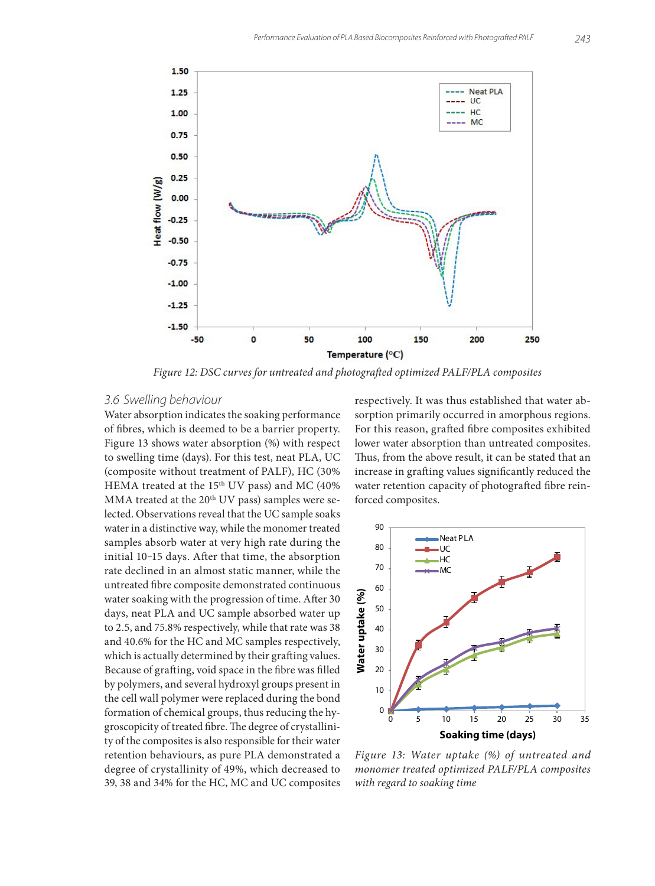Figure 12: DSC curves for untreated and photografted optimized PALF/PLA composites

### 3.6 Swelling behaviour

Water absorption indicates the soaking performance of fibres, which is deemed to be a barrier property. Figure 13 shows water absorption (%) with respect to swelling time (days). For this test, neat PLA, UC (composite without treatment of PALF), HC (30% HEMA treated at the 15th UV pass) and MC (40% MMA treated at the 20th UV pass) samples were selected. Observations reveal that the UC sample soaks water in a distinctive way, while the monomer treated samples absorb water at very high rate during the initial 10–15 days. After that time, the absorption rate declined in an almost static manner, while the untreated fibre composite demonstrated continuous water soaking with the progression of time. After 30 days, neat PLA and UC sample absorbed water up to 2.5, and 75.8% respectively, while that rate was 38 and 40.6% for the HC and MC samples respectively, which is actually determined by their grafting values. Because of grafting, void space in the fibre was filled by polymers, and several hydroxyl groups present in the cell wall polymer were replaced during the bond formation of chemical groups, thus reducing the hygroscopicity of treated fibre. The degree of crystallinity of the composites is also responsible for their water retention behaviours, as pure PLA demonstrated a degree of crystallinity of 49%, which decreased to 39, 38 and 34% for the HC, MC and UC composites respectively. It was thus established that water absorption primarily occurred in amorphous regions. For this reason, grafted fibre composites exhibited lower water absorption than untreated composites. Thus, from the above result, it can be stated that an increase in grafting values significantly reduced the water retention capacity of photografted fibre reinforced composites.

Figure 13: Water uptake (%) of untreated and monomer treated optimized PALF/PLA composites with regard to soaking time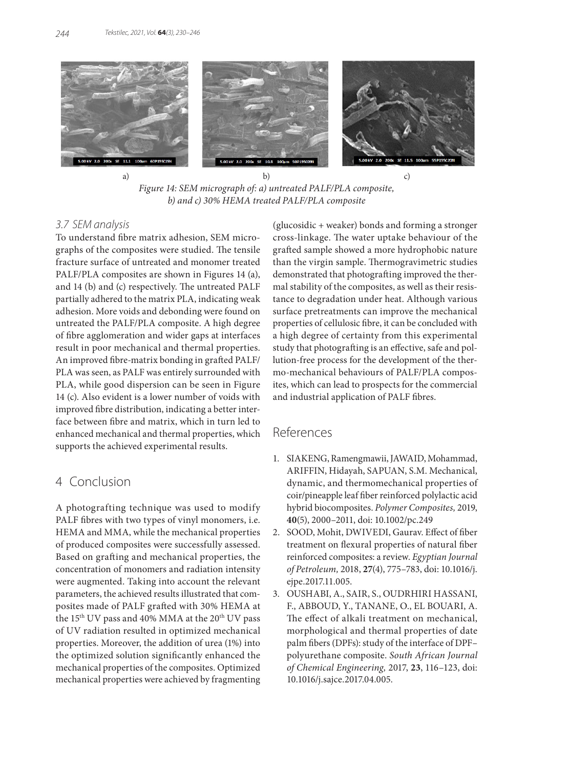a) b) c)

*Figure 14: SEM micrograph of: a) untreated PALF/PLA composite, b) and c) 30% HEMA treated PALF/PLA composite*

### 3.7 SEM analysis

To understand fibre matrix adhesion, SEM micrographs of the composites were studied. The tensile fracture surface of untreated and monomer treated PALF/PLA composites are shown in Figures 14 (a), and 14 (b) and (c) respectively. The untreated PALF partially adhered to the matrix PLA, indicating weak adhesion. More voids and debonding were found on untreated the PALF/PLA composite. A high degree of fibre agglomeration and wider gaps at interfaces result in poor mechanical and thermal properties. An improved fibre-matrix bonding in grafted PALF/PLA was seen, as PALF was entirely surrounded with PLA, while good dispersion can be seen in Figure 14 (c). Also evident is a lower number of voids with improved fibre distribution, indicating a better interface between fibre and matrix, which in turn led to enhanced mechanical and thermal properties, which supports the achieved experimental results.

## 4 Conclusion

A photografting technique was used to modify PALF fibres with two types of vinyl monomers, i.e. HEMA and MMA, while the mechanical properties of produced composites were successfully assessed. Based on grafting and mechanical properties, the concentration of monomers and radiation intensity were augmented. Taking into account the relevant parameters, the achieved results illustrated that composites made of PALF grafted with 30% HEMA at the $15^{th}$ UV pass and 40% MMA at the $20^{th}$ UV pass of UV radiation resulted in optimized mechanical properties. Moreover, the addition of urea (1%) into the optimized solution significantly enhanced the mechanical properties of the composites. Optimized mechanical properties were achieved by fragmenting (glucosidic + weaker) bonds and forming a stronger cross-linkage. The water uptake behaviour of the grafted sample showed a more hydrophobic nature than the virgin sample. Thermogravimetric studies demonstrated that photografting improved the thermal stability of the composites, as well as their resistance to degradation under heat. Although various surface pretreatments can improve the mechanical properties of cellulosic fibre, it can be concluded with a high degree of certainty from this experimental study that photografting is an effective, safe and pollution-free process for the development of the thermo-mechanical behaviours of PALF/PLA composites, which can lead to prospects for the commercial and industrial application of PALF fibres.

## References

1. SIAKENG, Ramengmawii, JAWAID, Mohammad, ARIFFIN, Hidayah, SAPUAN, S.M. Mechanical, dynamic, and thermomechanical properties of coir/pineapple leaf fiber reinforced polylactic acid hybrid biocomposites. *Polymer Composites,* 2019, **40**(5), 2000–2011, doi: 10.1002/pc.249
2. SOOD, Mohit, DWIVEDI, Gaurav. Effect of fiber treatment on flexural properties of natural fiber reinforced composites: a review. *Egyptian Journal of Petroleum,* 2018, **27**(4), 775–783, doi: 10.1016/j.ejpe.2017.11.005.
3. OUSHABI, A., SAIR, S., OUDRHIRI HASSANI, F., ABBOUD, Y., TANANE, O., EL BOUARI, A. The effect of alkali treatment on mechanical, morphological and thermal properties of date palm fibers (DPFs): study of the interface of DPF–polyurethane composite. *South African Journal of Chemical Engineering,* 2017, **23**, 116–123, doi: 10.1016/j.sajce.2017.04.005.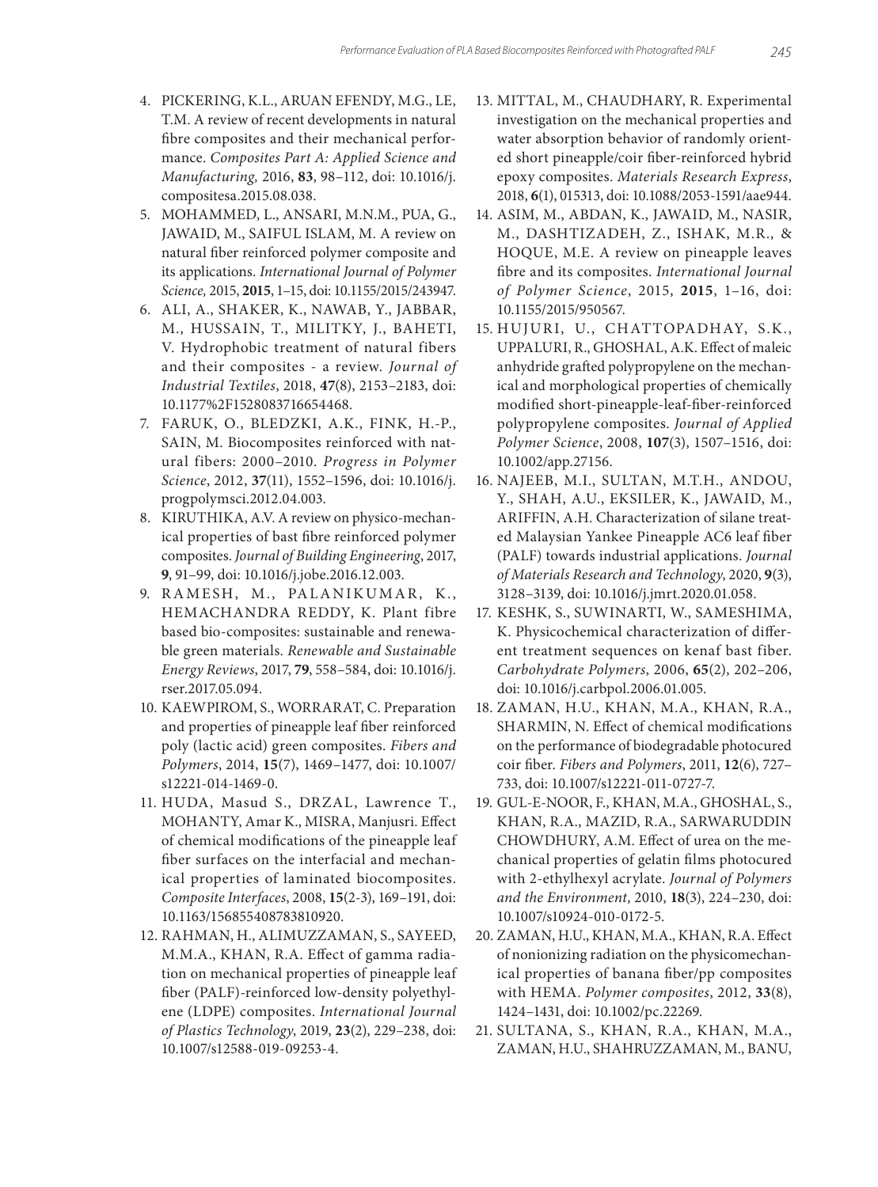4. PICKERING, K.L., ARUAN EFENDY, M.G., LE, T.M. A review of recent developments in natural fibre composites and their mechanical performance. *Composites Part A: Applied Science and Manufacturing,* 2016, **83**, 98–112, doi: 10.1016/j.compositesa.2015.08.038.
5. MOHAMMED, L., ANSARI, M.N.M., PUA, G., JAWAID, M., SAIFUL ISLAM, M. A review on natural fiber reinforced polymer composite and its applications. *International Journal of Polymer Science,* 2015, **2015**, 1–15, doi: 10.1155/2015/243947.
6. ALI, A., SHAKER, K., NAWAB, Y., JABBAR, M., HUSSAIN, T., MILITKY, J., BAHETI, V. Hydrophobic treatment of natural fibers and their composites - a review. *Journal of Industrial Textiles*, 2018, **47**(8), 2153–2183, doi: 10.1177%2F1528083716654468.
7. FARUK, O., BLEDZKI, A.K., FINK, H.-P., SAIN, M. Biocomposites reinforced with natural fibers: 2000–2010. *Progress in Polymer Science*, 2012, **37**(11), 1552–1596, doi: 10.1016/j.progpolymsci.2012.04.003.
8. KIRUTHIKA, A.V. A review on physico-mechanical properties of bast fibre reinforced polymer composites. *Journal of Building Engineering*, 2017, **9**, 91–99, doi: 10.1016/j.jobe.2016.12.003.
9. RAMESH, M., PALANIKUMAR, K., HEMACHANDRA REDDY, K. Plant fibre based bio-composites: sustainable and renewable green materials. *Renewable and Sustainable Energy Reviews*, 2017, **79**, 558–584, doi: 10.1016/j.rser.2017.05.094.
10. KAEWPIROM, S., WORRARAT, C. Preparation and properties of pineapple leaf fiber reinforced poly (lactic acid) green composites. *Fibers and Polymers*, 2014, **15**(7), 1469–1477, doi: 10.1007/s12221-014-1469-0.
11. HUDA, Masud S., DRZAL, Lawrence T., MOHANTY, Amar K., MISRA, Manjusri. Effect of chemical modifications of the pineapple leaf fiber surfaces on the interfacial and mechanical properties of laminated biocomposites. *Composite Interfaces*, 2008, **15**(2-3), 169–191, doi: 10.1163/156855408783810920.
12. RAHMAN, H., ALIMUZZAMAN, S., SAYEED, M.M.A., KHAN, R.A. Effect of gamma radiation on mechanical properties of pineapple leaf fiber (PALF)-reinforced low-density polyethylene (LDPE) composites. *International Journal of Plastics Technology*, 2019, **23**(2), 229–238, doi: 10.1007/s12588-019-09253-4.
13. MITTAL, M., CHAUDHARY, R. Experimental investigation on the mechanical properties and water absorption behavior of randomly oriented short pineapple/coir fiber-reinforced hybrid epoxy composites. *Materials Research Express*, 2018, **6**(1), 015313, doi: 10.1088/2053-1591/aae944.
14. ASIM, M., ABDAN, K., JAWAID, M., NASIR, M., DASHTIZADEH, Z., ISHAK, M.R., & HOQUE, M.E. A review on pineapple leaves fibre and its composites. *International Journal of Polymer Science*, 2015, **2015**, 1–16, doi: 10.1155/2015/950567.
15. HUJURI, U., CHATTOPADHAY, S.K., UPPALURI, R., GHOSHAL, A.K. Effect of maleic anhydride grafted polypropylene on the mechanical and morphological properties of chemically modified short-pineapple-leaf-fiber-reinforced polypropylene composites. *Journal of Applied Polymer Science*, 2008, **107**(3), 1507–1516, doi: 10.1002/app.27156.
16. NAJEEB, M.I., SULTAN, M.T.H., ANDOU, Y., SHAH, A.U., EKSILER, K., JAWAID, M., ARIFFIN, A.H. Characterization of silane treated Malaysian Yankee Pineapple AC6 leaf fiber (PALF) towards industrial applications. *Journal of Materials Research and Technology*, 2020, **9**(3), 3128–3139, doi: 10.1016/j.jmrt.2020.01.058.
17. KESHK, S., SUWINARTI, W., SAMESHIMA, K. Physicochemical characterization of different treatment sequences on kenaf bast fiber. *Carbohydrate Polymers*, 2006, **65**(2), 202–206, doi: 10.1016/j.carbpol.2006.01.005.
18. ZAMAN, H.U., KHAN, M.A., KHAN, R.A., SHARMIN, N. Effect of chemical modifications on the performance of biodegradable photocured coir fiber. *Fibers and Polymers*, 2011, **12**(6), 727–733, doi: 10.1007/s12221-011-0727-7.
19. GUL-E-NOOR, F., KHAN, M.A., GHOSHAL, S., KHAN, R.A., MAZID, R.A., SARWARUDDIN CHOWDHURY, A.M. Effect of urea on the mechanical properties of gelatin films photocured with 2-ethylhexyl acrylate. *Journal of Polymers and the Environment*, 2010, **18**(3), 224–230, doi: 10.1007/s10924-010-0172-5.
20. ZAMAN, H.U., KHAN, M.A., KHAN, R.A. Effect of nonionizing radiation on the physicomechanical properties of banana fiber/pp composites with HEMA. *Polymer composites*, 2012, **33**(8), 1424–1431, doi: 10.1002/pc.22269.
21. SULTANA, S., KHAN, R.A., KHAN, M.A., ZAMAN, H.U., SHAHRUZZAMAN, M., BANU,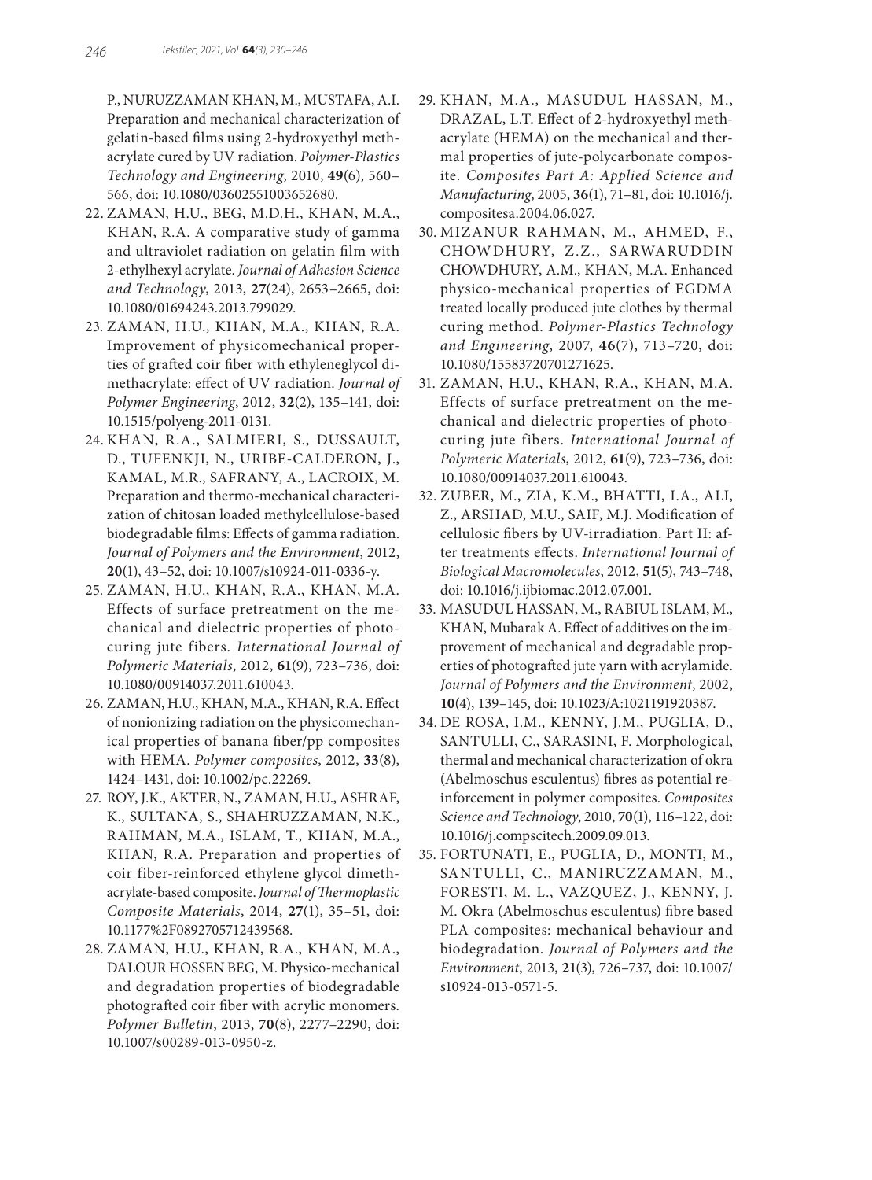P., NURUZZAMAN KHAN, M., MUSTAFA, A.I. Preparation and mechanical characterization of gelatin-based films using 2-hydroxyethyl methacrylate cured by UV radiation. *Polymer-Plastics Technology and Engineering*, 2010, **49**(6), 560–566, doi: 10.1080/03602551003652680.

22. ZAMAN, H.U., BEG, M.D.H., KHAN, M.A., KHAN, R.A. A comparative study of gamma and ultraviolet radiation on gelatin film with 2-ethylhexyl acrylate. *Journal of Adhesion Science and Technology*, 2013, **27**(24), 2653–2665, doi: 10.1080/01694243.2013.799029.
23. ZAMAN, H.U., KHAN, M.A., KHAN, R.A. Improvement of physicomechanical properties of grafted coir fiber with ethyleneglycol dimethacrylate: effect of UV radiation. *Journal of Polymer Engineering*, 2012, **32**(2), 135–141, doi: 10.1515/polyeng-2011-0131.
24. KHAN, R.A., SALMIERI, S., DUSSAULT, D., TUFENKJI, N., URIBE-CALDERON, J., KAMAL, M.R., SAFRANY, A., LACROIX, M. Preparation and thermo-mechanical characterization of chitosan loaded methylcellulose-based biodegradable films: Effects of gamma radiation. *Journal of Polymers and the Environment*, 2012, **20**(1), 43–52, doi: 10.1007/s10924-011-0336-y.
25. ZAMAN, H.U., KHAN, R.A., KHAN, M.A. Effects of surface pretreatment on the mechanical and dielectric properties of photocuring jute fibers. *International Journal of Polymeric Materials*, 2012, **61**(9), 723–736, doi: 10.1080/00914037.2011.610043.
26. ZAMAN, H.U., KHAN, M.A., KHAN, R.A. Effect of nonionizing radiation on the physicomechanical properties of banana fiber/pp composites with HEMA. *Polymer composites*, 2012, **33**(8), 1424–1431, doi: 10.1002/pc.22269.
27. ROY, J.K., AKTER, N., ZAMAN, H.U., ASHRAF, K., SULTANA, S., SHAHRUZZAMAN, N.K., RAHMAN, M.A., ISLAM, T., KHAN, M.A., KHAN, R.A. Preparation and properties of coir fiber-reinforced ethylene glycol dimethacrylate-based composite. *Journal of Thermoplastic Composite Materials*, 2014, **27**(1), 35–51, doi: 10.1177%2F0892705712439568.
28. ZAMAN, H.U., KHAN, R.A., KHAN, M.A., DALOUR HOSSEN BEG, M. Physico-mechanical and degradation properties of biodegradable photografted coir fiber with acrylic monomers. *Polymer Bulletin*, 2013, **70**(8), 2277–2290, doi: 10.1007/s00289-013-0950-z.
29. KHAN, M.A., MASUDUL HASSAN, M., DRAZAL, L.T. Effect of 2-hydroxyethyl methacrylate (HEMA) on the mechanical and thermal properties of jute-polycarbonate composite. *Composites Part A: Applied Science and Manufacturing*, 2005, **36**(1), 71–81, doi: 10.1016/j.compositesa.2004.06.027.
30. MIZANUR RAHMAN, M., AHMED, F., CHOWDHURY, Z.Z., SARWARUDDIN CHOWDHURY, A.M., KHAN, M.A. Enhanced physico-mechanical properties of EGDMA treated locally produced jute clothes by thermal curing method. *Polymer-Plastics Technology and Engineering*, 2007, **46**(7), 713–720, doi: 10.1080/15583720701271625.
31. ZAMAN, H.U., KHAN, R.A., KHAN, M.A. Effects of surface pretreatment on the mechanical and dielectric properties of photocuring jute fibers. *International Journal of Polymeric Materials*, 2012, **61**(9), 723–736, doi: 10.1080/00914037.2011.610043.
32. ZUBER, M., ZIA, K.M., BHATTI, I.A., ALI, Z., ARSHAD, M.U., SAIF, M.J. Modification of cellulosic fibers by UV-irradiation. Part II: after treatments effects. *International Journal of Biological Macromolecules*, 2012, **51**(5), 743–748, doi: 10.1016/j.ijbiomac.2012.07.001.
33. MASUDUL HASSAN, M., RABIUL ISLAM, M., KHAN, Mubarak A. Effect of additives on the improvement of mechanical and degradable properties of photografted jute yarn with acrylamide. *Journal of Polymers and the Environment*, 2002, **10**(4), 139–145, doi: 10.1023/A:1021191920387.
34. DE ROSA, I.M., KENNY, J.M., PUGLIA, D., SANTULLI, C., SARASINI, F. Morphological, thermal and mechanical characterization of okra (Abelmoschus esculentus) fibres as potential reinforcement in polymer composites. *Composites Science and Technology*, 2010, **70**(1), 116–122, doi: 10.1016/j.compscitech.2009.09.013.
35. FORTUNATI, E., PUGLIA, D., MONTI, M., SANTULLI, C., MANIRUZZAMAN, M., FORESTI, M. L., VAZQUEZ, J., KENNY, J. M. Okra (Abelmoschus esculentus) fibre based PLA composites: mechanical behaviour and biodegradation. *Journal of Polymers and the Environment*, 2013, **21**(3), 726–737, doi: 10.1007/s10924-013-0571-5.